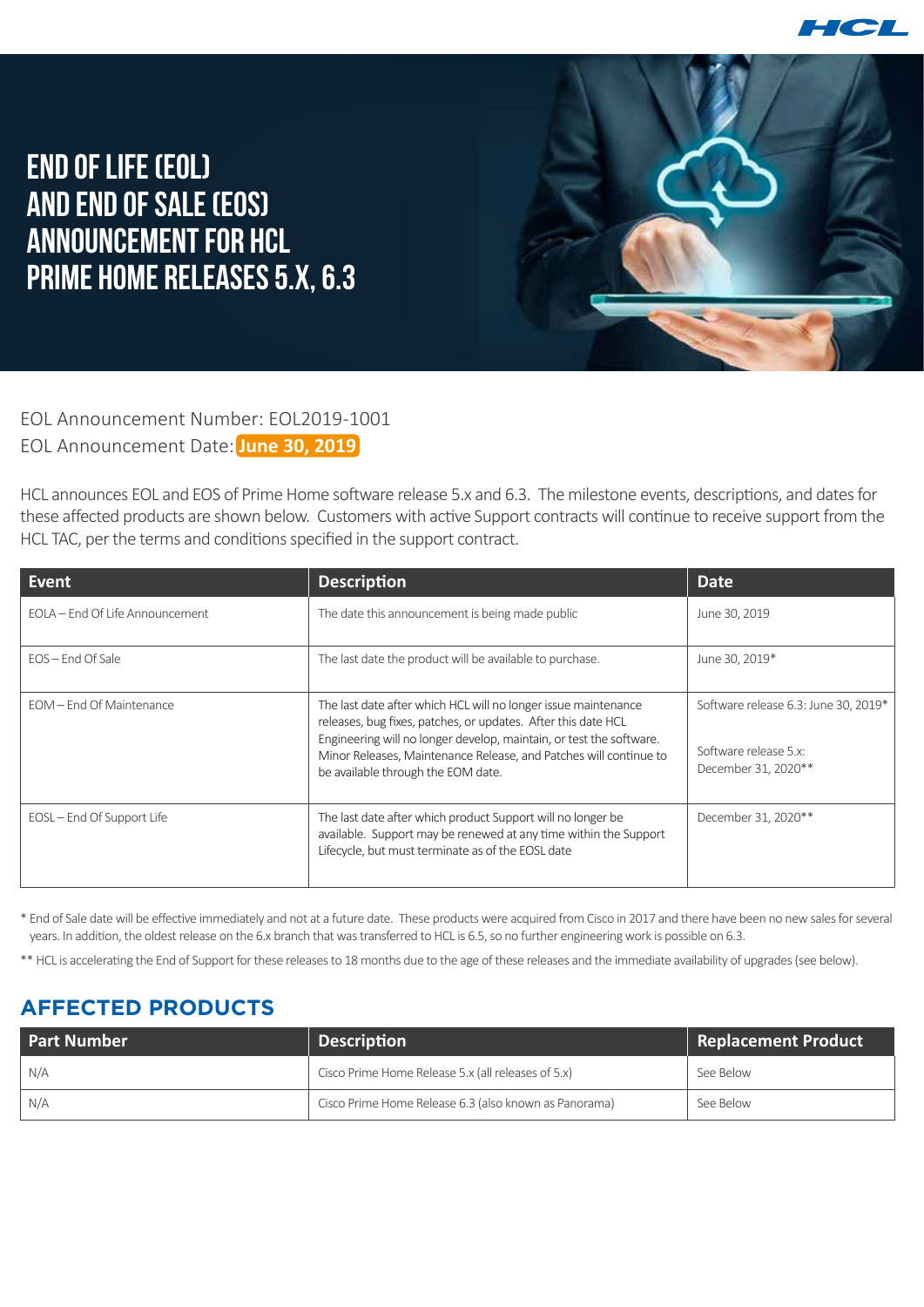# END OF LIFE (EOL) AND END OF SALE (EOS) ANNOUNCEMENT FOR HCL PRIME HOME RELEASES 5.X, 6.3

EOL Announcement Number: EOL2019-1001

EOL Announcement Date: **June 30, 2019**

HCL announces EOL and EOS of Prime Home software release 5.x and 6.3. The milestone events, descriptions, and dates for these affected products are shown below. Customers with active Support contracts will continue to receive support from the HCL TAC, per the terms and conditions specified in the support contract.

| Event | Description | Date |
|---|---|---|
| EOLA – End Of Life Announcement | The date this announcement is being made public | June 30, 2019 |
| EOS – End Of Sale | The last date the product will be available to purchase. | June 30, 2019* |
| EOM – End Of Maintenance | The last date after which HCL will no longer issue maintenance releases, bug fixes, patches, or updates. After this date HCL Engineering will no longer develop, maintain, or test the software. Minor Releases, Maintenance Release, and Patches will continue to be available through the EOM date. | Software release 6.3: June 30, 2019*<br><br>Software release 5.x: December 31, 2020** |
| EOSL – End Of Support Life | The last date after which product Support will no longer be available. Support may be renewed at any time within the Support Lifecycle, but must terminate as of the EOSL date | December 31, 2020** |

* End of Sale date will be effective immediately and not at a future date. These products were acquired from Cisco in 2017 and there have been no new sales for several years. In addition, the oldest release on the 6.x branch that was transferred to HCL is 6.5, so no further engineering work is possible on 6.3.

** HCL is accelerating the End of Support for these releases to 18 months due to the age of these releases and the immediate availability of upgrades (see below).

## AFFECTED PRODUCTS

| Part Number | Description | Replacement Product |
|---|---|---|
| N/A | Cisco Prime Home Release 5.x (all releases of 5.x) | See Below |
| N/A | Cisco Prime Home Release 6.3 (also known as Panorama) | See Below |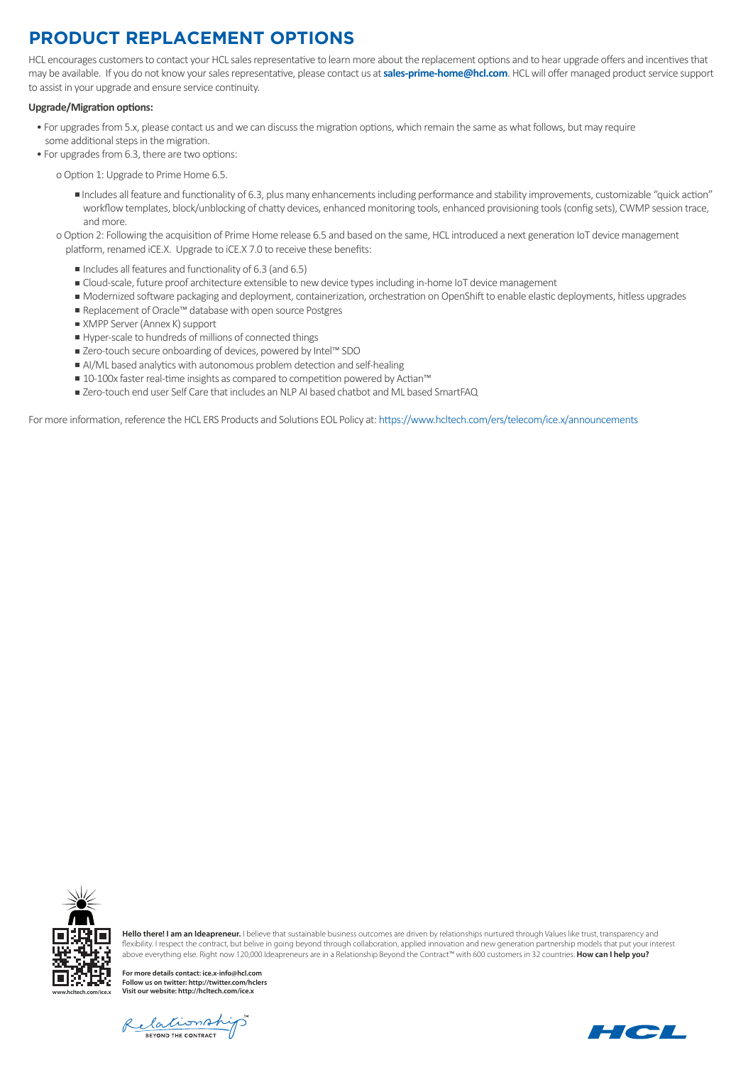# PRODUCT REPLACEMENT OPTIONS

HCL encourages customers to contact your HCL sales representative to learn more about the replacement options and to hear upgrade offers and incentives that may be available. If you do not know your sales representative, please contact us at **sales-prime-home@hcl.com**. HCL will offer managed product service support to assist in your upgrade and ensure service continuity.

**Upgrade/Migration options:**

- For upgrades from 5.x, please contact us and we can discuss the migration options, which remain the same as what follows, but may require some additional steps in the migration.
- For upgrades from 6.3, there are two options:
  - Option 1: Upgrade to Prime Home 6.5.
    - Includes all feature and functionality of 6.3, plus many enhancements including performance and stability improvements, customizable "quick action" workflow templates, block/unblocking of chatty devices, enhanced monitoring tools, enhanced provisioning tools (config sets), CWMP session trace, and more.
  - Option 2: Following the acquisition of Prime Home release 6.5 and based on the same, HCL introduced a next generation IoT device management platform, renamed iCE.X. Upgrade to iCE.X 7.0 to receive these benefits:
    - Includes all features and functionality of 6.3 (and 6.5)
    - Cloud-scale, future proof architecture extensible to new device types including in-home IoT device management
    - Modernized software packaging and deployment, containerization, orchestration on OpenShift to enable elastic deployments, hitless upgrades
    - Replacement of Oracle™ database with open source Postgres
    - XMPP Server (Annex K) support
    - Hyper-scale to hundreds of millions of connected things
    - Zero-touch secure onboarding of devices, powered by Intel™ SDO
    - AI/ML based analytics with autonomous problem detection and self-healing
    - 10-100x faster real-time insights as compared to competition powered by Actian™
    - Zero-touch end user Self Care that includes an NLP AI based chatbot and ML based SmartFAQ

For more information, reference the HCL ERS Products and Solutions EOL Policy at: https://www.hcltech.com/ers/telecom/ice.x/announcements

**Hello there! I am an Ideapreneur.** I believe that sustainable business outcomes are driven by relationships nurtured through Values like trust, transparency and flexibility. I respect the contract, but belive in going beyond through collaboration, applied innovation and new generation partnership models that put your interest above everything else. Right now 120,000 Ideapreneurs are in a Relationship Beyond the Contract™ with 600 customers in 32 countries. **How can I help you?**

www.hcltech.com/ice.x

**For more details contact: ice.x-info@hcl.com**
**Follow us on twitter: http://twitter.com/hclers**
**Visit our website: http://hcltech.com/ice.x**

Relationship™ BEYOND THE CONTRACT

HCL